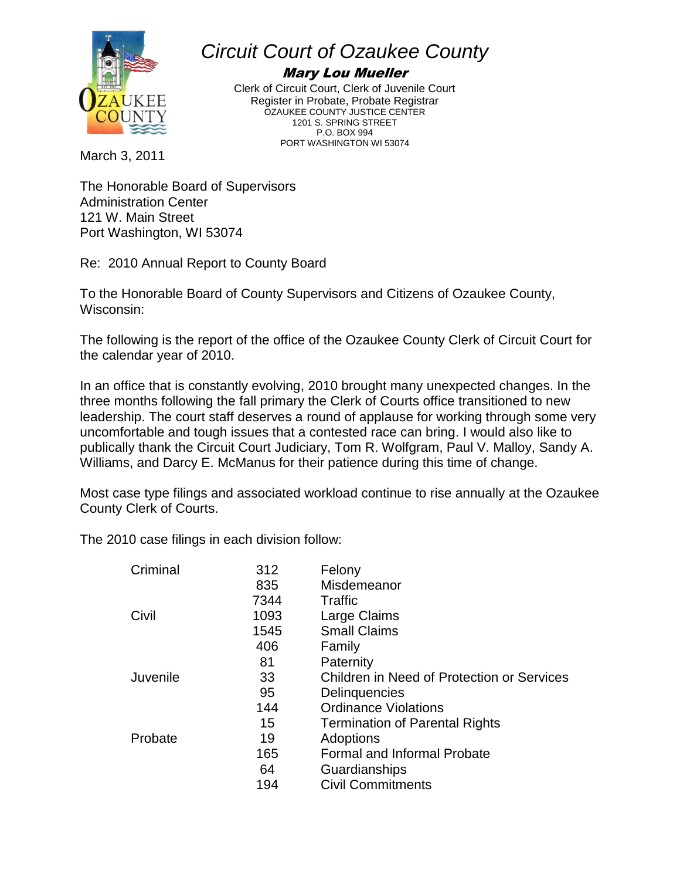# Circuit Court of Ozaukee County

**Mary Lou Mueller**

Clerk of Circuit Court, Clerk of Juvenile Court
Register in Probate, Probate Registrar
OZAUKEE COUNTY JUSTICE CENTER
1201 S. SPRING STREET
P.O. BOX 994
PORT WASHINGTON WI 53074

March 3, 2011

The Honorable Board of Supervisors
Administration Center
121 W. Main Street
Port Washington, WI 53074

Re: 2010 Annual Report to County Board

To the Honorable Board of County Supervisors and Citizens of Ozaukee County, Wisconsin:

The following is the report of the office of the Ozaukee County Clerk of Circuit Court for the calendar year of 2010.

In an office that is constantly evolving, 2010 brought many unexpected changes. In the three months following the fall primary the Clerk of Courts office transitioned to new leadership. The court staff deserves a round of applause for working through some very uncomfortable and tough issues that a contested race can bring. I would also like to publically thank the Circuit Court Judiciary, Tom R. Wolfgram, Paul V. Malloy, Sandy A. Williams, and Darcy E. McManus for their patience during this time of change.

Most case type filings and associated workload continue to rise annually at the Ozaukee County Clerk of Courts.

The 2010 case filings in each division follow:

| Division | Filings | Case Type |
|---|---|---|
| Criminal | 312 | Felony |
| | 835 | Misdemeanor |
| | 7344 | Traffic |
| Civil | 1093 | Large Claims |
| | 1545 | Small Claims |
| | 406 | Family |
| | 81 | Paternity |
| Juvenile | 33 | Children in Need of Protection or Services |
| | 95 | Delinquencies |
| | 144 | Ordinance Violations |
| | 15 | Termination of Parental Rights |
| Probate | 19 | Adoptions |
| | 165 | Formal and Informal Probate |
| | 64 | Guardianships |
| | 194 | Civil Commitments |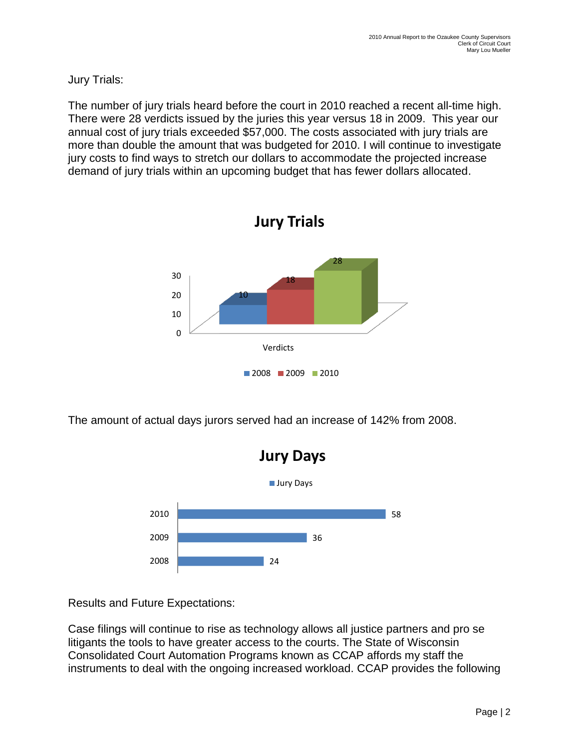Jury Trials:

The number of jury trials heard before the court in 2010 reached a recent all-time high. There were 28 verdicts issued by the juries this year versus 18 in 2009. This year our annual cost of jury trials exceeded $57,000. The costs associated with jury trials are more than double the amount that was budgeted for 2010. I will continue to investigate jury costs to find ways to stretch our dollars to accommodate the projected increase demand of jury trials within an upcoming budget that has fewer dollars allocated.

**Jury Trials**

| | 2008 | 2009 | 2010 |
|---|---|---|---|
| Verdicts | 10 | 18 | 28 |

The amount of actual days jurors served had an increase of 142% from 2008.

**Jury Days**

| Year | Jury Days |
|---|---|
| 2010 | 58 |
| 2009 | 36 |
| 2008 | 24 |

Results and Future Expectations:

Case filings will continue to rise as technology allows all justice partners and pro se litigants the tools to have greater access to the courts. The State of Wisconsin Consolidated Court Automation Programs known as CCAP affords my staff the instruments to deal with the ongoing increased workload. CCAP provides the following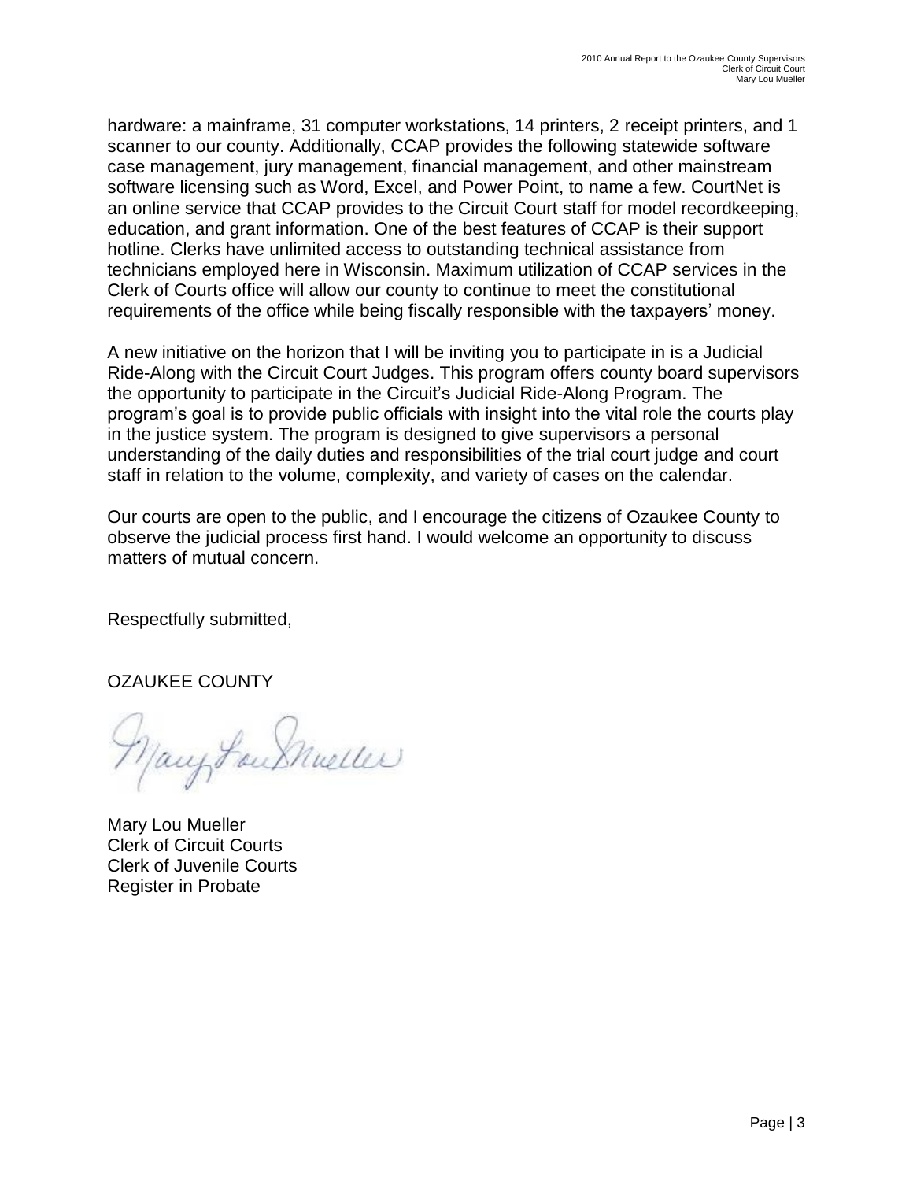hardware: a mainframe, 31 computer workstations, 14 printers, 2 receipt printers, and 1 scanner to our county. Additionally, CCAP provides the following statewide software case management, jury management, financial management, and other mainstream software licensing such as Word, Excel, and Power Point, to name a few. CourtNet is an online service that CCAP provides to the Circuit Court staff for model recordkeeping, education, and grant information. One of the best features of CCAP is their support hotline. Clerks have unlimited access to outstanding technical assistance from technicians employed here in Wisconsin. Maximum utilization of CCAP services in the Clerk of Courts office will allow our county to continue to meet the constitutional requirements of the office while being fiscally responsible with the taxpayers' money.

A new initiative on the horizon that I will be inviting you to participate in is a Judicial Ride-Along with the Circuit Court Judges. This program offers county board supervisors the opportunity to participate in the Circuit's Judicial Ride-Along Program. The program's goal is to provide public officials with insight into the vital role the courts play in the justice system. The program is designed to give supervisors a personal understanding of the daily duties and responsibilities of the trial court judge and court staff in relation to the volume, complexity, and variety of cases on the calendar.

Our courts are open to the public, and I encourage the citizens of Ozaukee County to observe the judicial process first hand. I would welcome an opportunity to discuss matters of mutual concern.

Respectfully submitted,

OZAUKEE COUNTY

Mary Lou Mueller

Mary Lou Mueller
Clerk of Circuit Courts
Clerk of Juvenile Courts
Register in Probate